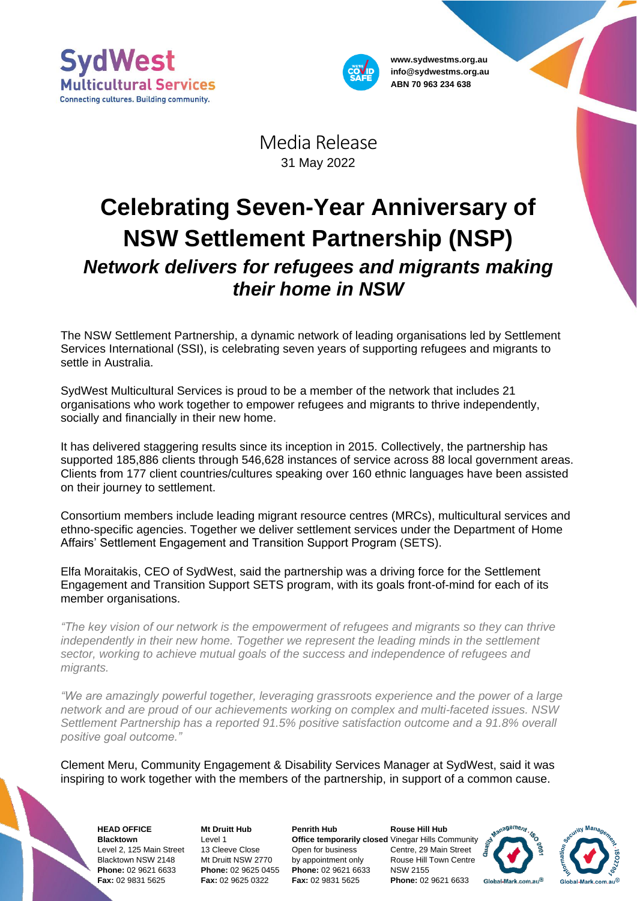SydWest Multicultural Services
Connecting cultures. Building community.

www.sydwestms.org.au
info@sydwestms.org.au
ABN 70 963 234 638

Media Release
31 May 2022

# Celebrating Seven-Year Anniversary of NSW Settlement Partnership (NSP)

## *Network delivers for refugees and migrants making their home in NSW*

The NSW Settlement Partnership, a dynamic network of leading organisations led by Settlement Services International (SSI), is celebrating seven years of supporting refugees and migrants to settle in Australia.

SydWest Multicultural Services is proud to be a member of the network that includes 21 organisations who work together to empower refugees and migrants to thrive independently, socially and financially in their new home.

It has delivered staggering results since its inception in 2015. Collectively, the partnership has supported 185,886 clients through 546,628 instances of service across 88 local government areas. Clients from 177 client countries/cultures speaking over 160 ethnic languages have been assisted on their journey to settlement.

Consortium members include leading migrant resource centres (MRCs), multicultural services and ethno-specific agencies. Together we deliver settlement services under the Department of Home Affairs' Settlement Engagement and Transition Support Program (SETS).

Elfa Moraitakis, CEO of SydWest, said the partnership was a driving force for the Settlement Engagement and Transition Support SETS program, with its goals front-of-mind for each of its member organisations.

*"The key vision of our network is the empowerment of refugees and migrants so they can thrive independently in their new home. Together we represent the leading minds in the settlement sector, working to achieve mutual goals of the success and independence of refugees and migrants.*

*"We are amazingly powerful together, leveraging grassroots experience and the power of a large network and are proud of our achievements working on complex and multi-faceted issues. NSW Settlement Partnership has a reported 91.5% positive satisfaction outcome and a 91.8% overall positive goal outcome."*

Clement Meru, Community Engagement & Disability Services Manager at SydWest, said it was inspiring to work together with the members of the partnership, in support of a common cause.

**HEAD OFFICE**
**Blacktown**
Level 2, 125 Main Street
Blacktown NSW 2148
**Phone:** 02 9621 6633
**Fax:** 02 9831 5625

**Mt Druitt Hub**
Level 1
13 Cleeve Close
Mt Druitt NSW 2770
**Phone:** 02 9625 0455
**Fax:** 02 9625 0322

**Penrith Hub**
**Office temporarily closed**
Open for business
by appointment only
**Phone:** 02 9621 6633
**Fax:** 02 9831 5625

**Rouse Hill Hub**
Vinegar Hills Community Centre, 29 Main Street
Rouse Hill Town Centre
NSW 2155
**Phone:** 02 9621 6633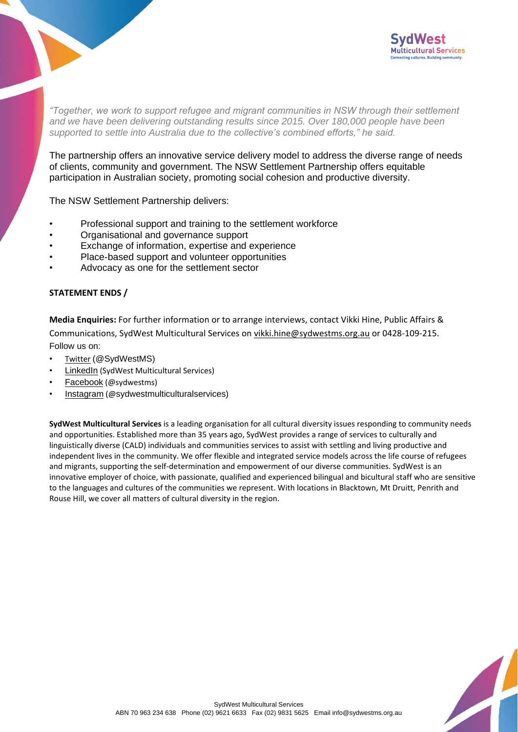*"Together, we work to support refugee and migrant communities in NSW through their settlement and we have been delivering outstanding results since 2015. Over 180,000 people have been supported to settle into Australia due to the collective's combined efforts," he said.*

The partnership offers an innovative service delivery model to address the diverse range of needs of clients, community and government. The NSW Settlement Partnership offers equitable participation in Australian society, promoting social cohesion and productive diversity.

The NSW Settlement Partnership delivers:

- Professional support and training to the settlement workforce
- Organisational and governance support
- Exchange of information, expertise and experience
- Place-based support and volunteer opportunities
- Advocacy as one for the settlement sector

**STATEMENT ENDS /**

**Media Enquiries:** For further information or to arrange interviews, contact Vikki Hine, Public Affairs & Communications, SydWest Multicultural Services on vikki.hine@sydwestms.org.au or 0428-109-215.

Follow us on:

- Twitter (@SydWestMS)
- LinkedIn (SydWest Multicultural Services)
- Facebook (@sydwestms)
- Instagram (@sydwestmulticulturalservices)

**SydWest Multicultural Services** is a leading organisation for all cultural diversity issues responding to community needs and opportunities. Established more than 35 years ago, SydWest provides a range of services to culturally and linguistically diverse (CALD) individuals and communities services to assist with settling and living productive and independent lives in the community. We offer flexible and integrated service models across the life course of refugees and migrants, supporting the self-determination and empowerment of our diverse communities. SydWest is an innovative employer of choice, with passionate, qualified and experienced bilingual and bicultural staff who are sensitive to the languages and cultures of the communities we represent. With locations in Blacktown, Mt Druitt, Penrith and Rouse Hill, we cover all matters of cultural diversity in the region.

SydWest Multicultural Services
ABN 70 963 234 638 Phone (02) 9621 6633 Fax (02) 9831 5625 Email info@sydwestms.org.au